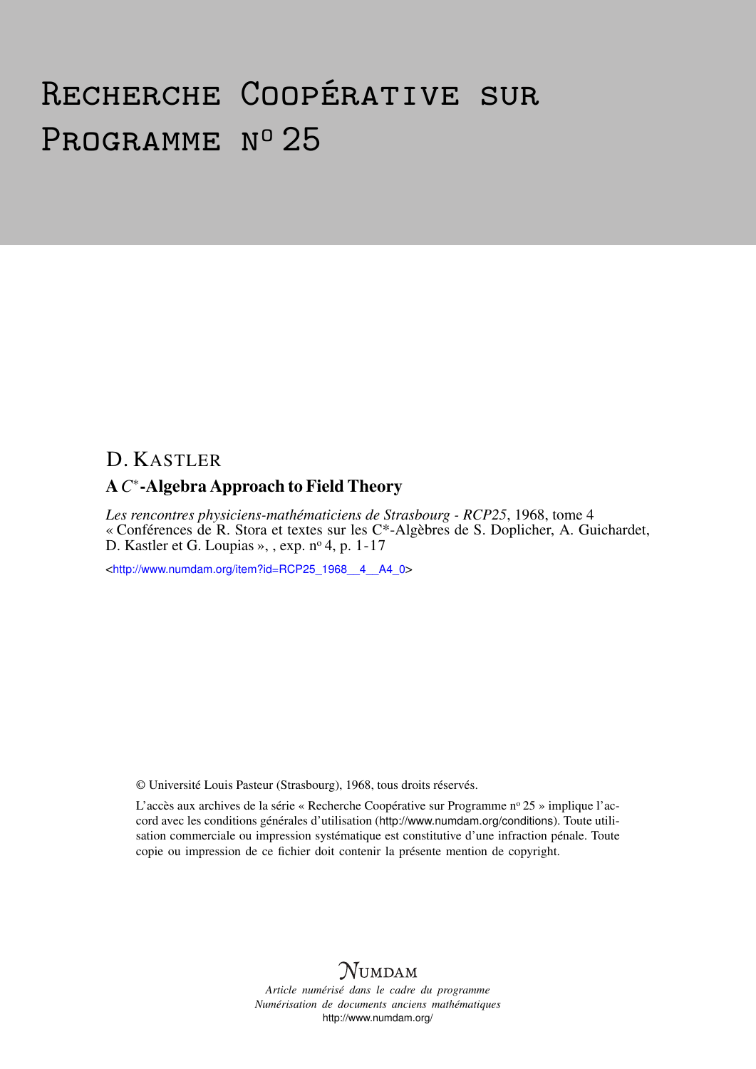# Recherche Coopérative sur Programme n° 25

D. Kastler

## A $C^*$-Algebra Approach to Field Theory

*Les rencontres physiciens-mathématiciens de Strasbourg - RCP25*, 1968, tome 4
« Conférences de R. Stora et textes sur les C*-Algèbres de S. Doplicher, A. Guichardet, D. Kastler et G. Loupias », , exp. n° 4, p. 1-17

<http://www.numdam.org/item?id=RCP25_1968__4__A4_0>

© Université Louis Pasteur (Strasbourg), 1968, tous droits réservés.

L'accès aux archives de la série « Recherche Coopérative sur Programme n° 25 » implique l'accord avec les conditions générales d'utilisation (http://www.numdam.org/conditions). Toute utilisation commerciale ou impression systématique est constitutive d'une infraction pénale. Toute copie ou impression de ce fichier doit contenir la présente mention de copyright.

NUMDAM

*Article numérisé dans le cadre du programme Numérisation de documents anciens mathématiques*
http://www.numdam.org/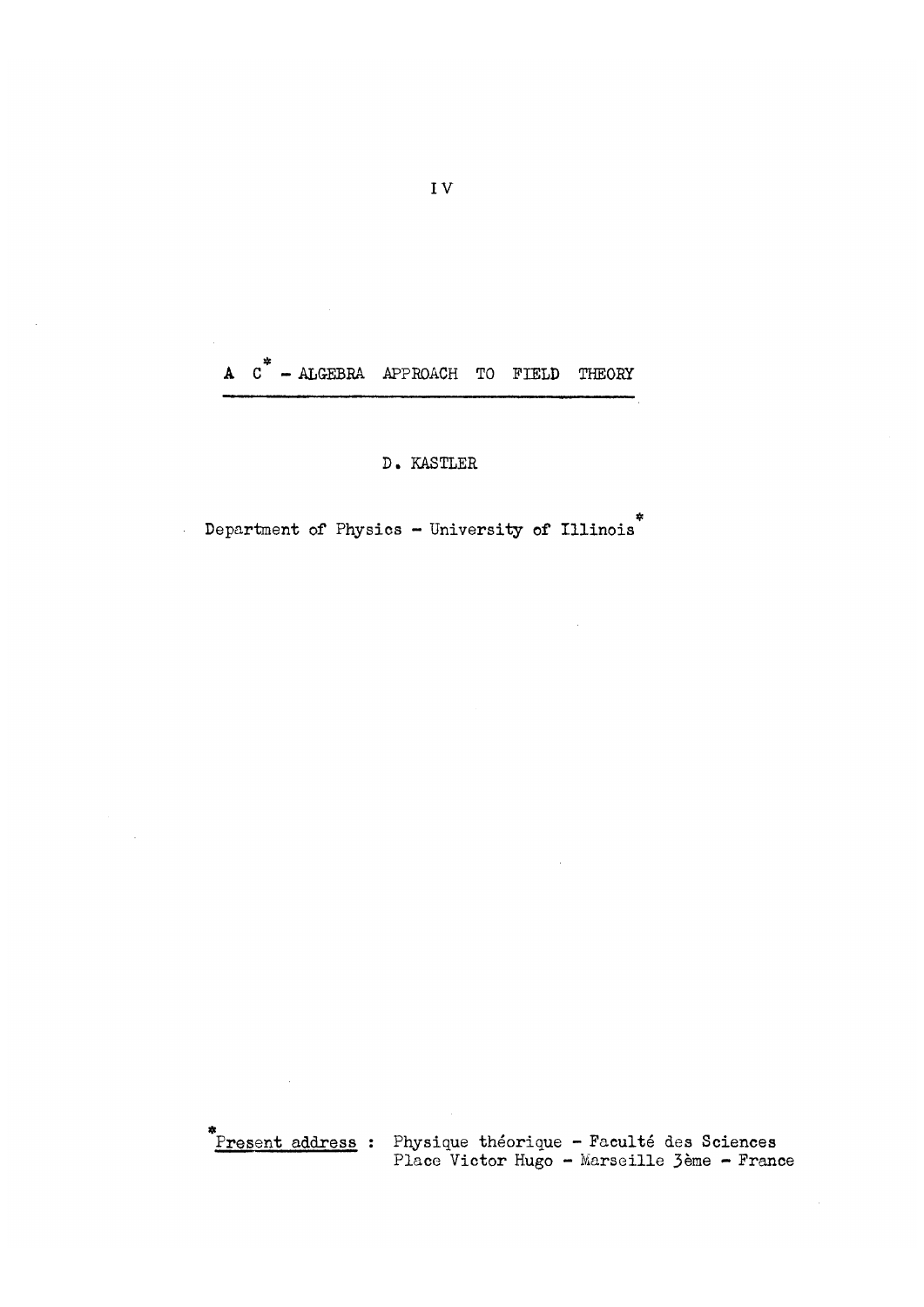IV

# A $C^*$ - ALGEBRA APPROACH TO FIELD THEORY

D. KASTLER

Department of Physics - University of Illinois*

*Present address : Physique théorique - Faculté des Sciences
Place Victor Hugo - Marseille 3ème - France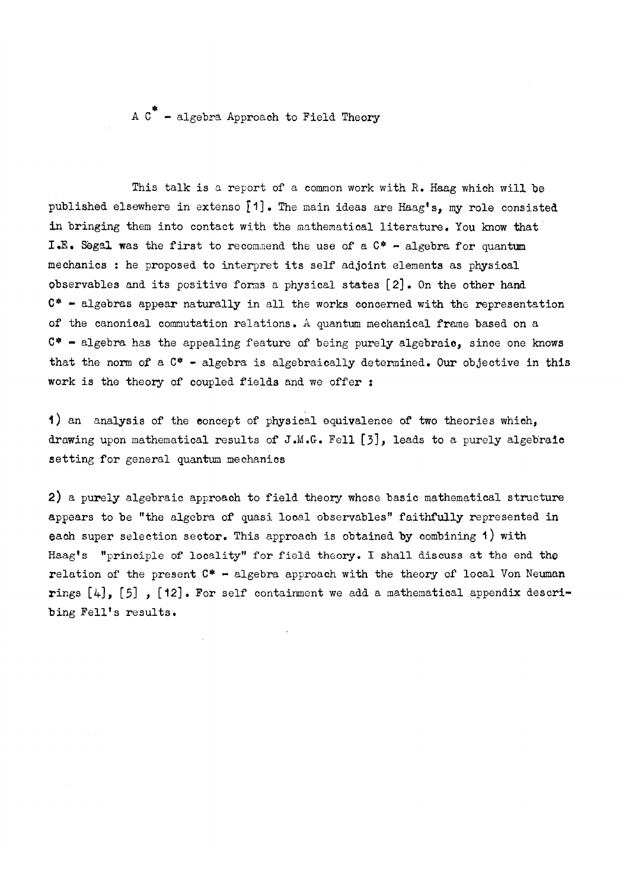# A $C^*$ - algebra Approach to Field Theory

This talk is a report of a common work with R. Haag which will be published elsewhere in extenso [1]. The main ideas are Haag's, my role consisted in bringing them into contact with the mathematical literature. You know that I.E. Segal was the first to recommend the use of a C* - algebra for quantum mechanics : he proposed to interpret its self adjoint elements as physical observables and its positive forms a physical states [2]. On the other hand C* - algebras appear naturally in all the works concerned with the representation of the canonical commutation relations. A quantum mechanical frame based on a C* - algebra has the appealing feature of being purely algebraic, since one knows that the norm of a C* - algebra is algebraically determined. Our objective in this work is the theory of coupled fields and we offer :

1) an analysis of the concept of physical equivalence of two theories which, drawing upon mathematical results of J.M.G. Fell [3], leads to a purely algebraic setting for general quantum mechanics

2) a purely algebraic approach to field theory whose basic mathematical structure appears to be "the algebra of quasi local observables" faithfully represented in each super selection sector. This approach is obtained by combining 1) with Haag's "principle of locality" for field theory. I shall discuss at the end the relation of the present C* - algebra approach with the theory of local Von Neuman rings [4], [5] , [12]. For self containment we add a mathematical appendix describing Fell's results.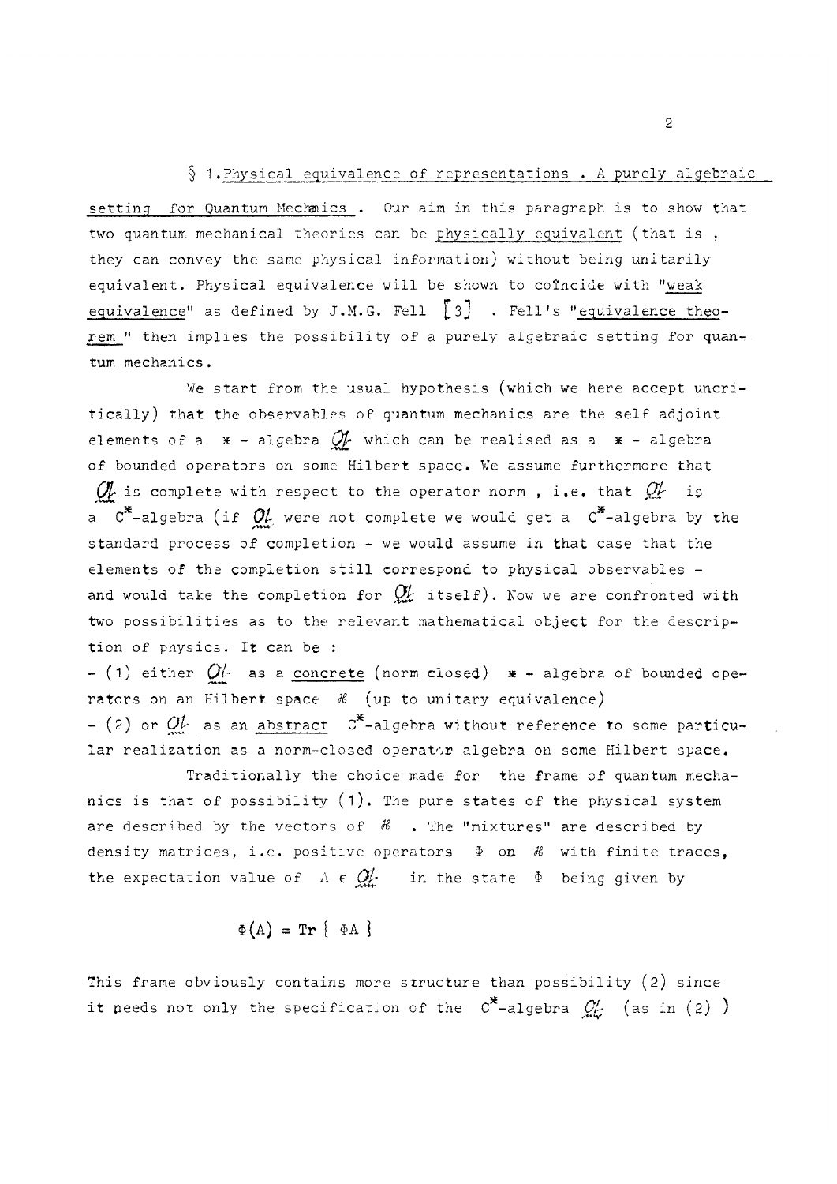## § 1. Physical equivalence of representations. A purely algebraic setting for Quantum Mechanics.

Our aim in this paragraph is to show that two quantum mechanical theories can be physically equivalent (that is, they can convey the same physical information) without being unitarily equivalent. Physical equivalence will be shown to coïncide with "weak equivalence" as defined by J.M.G. Fell [3]. Fell's "equivalence theorem" then implies the possibility of a purely algebraic setting for quantum mechanics.

We start from the usual hypothesis (which we here accept uncritically) that the observables of quantum mechanics are the self adjoint elements of a $*$ - algebra $\mathfrak{A}$ which can be realised as a $*$ - algebra of bounded operators on some Hilbert space. We assume furthermore that $\mathfrak{A}$ is complete with respect to the operator norm, i.e. that $\mathfrak{A}$ is a $C^*$-algebra (if $\mathfrak{A}$ were not complete we would get a $C^*$-algebra by the standard process of completion - we would assume in that case that the elements of the completion still correspond to physical observables - and would take the completion for $\mathfrak{A}$ itself). Now we are confronted with two possibilities as to the relevant mathematical object for the description of physics. It can be :

- (1) either $\mathfrak{A}$ as a concrete (norm closed) $*$ - algebra of bounded operators on an Hilbert space $\mathcal{H}$ (up to unitary equivalence)
- (2) or $\mathfrak{A}$ as an abstract $C^*$-algebra without reference to some particular realization as a norm-closed operator algebra on some Hilbert space.

Traditionally the choice made for the frame of quantum mechanics is that of possibility (1). The pure states of the physical system are described by the vectors of $\mathcal{H}$. The "mixtures" are described by density matrices, i.e. positive operators $\Phi$ on $\mathcal{H}$ with finite traces, the expectation value of $A \in \mathfrak{A}$ in the state $\Phi$ being given by

$$\Phi(A) = \mathrm{Tr}\{\Phi A\}$$

This frame obviously contains more structure than possibility (2) since it needs not only the specification of the $C^*$-algebra $\mathfrak{A}$ (as in (2))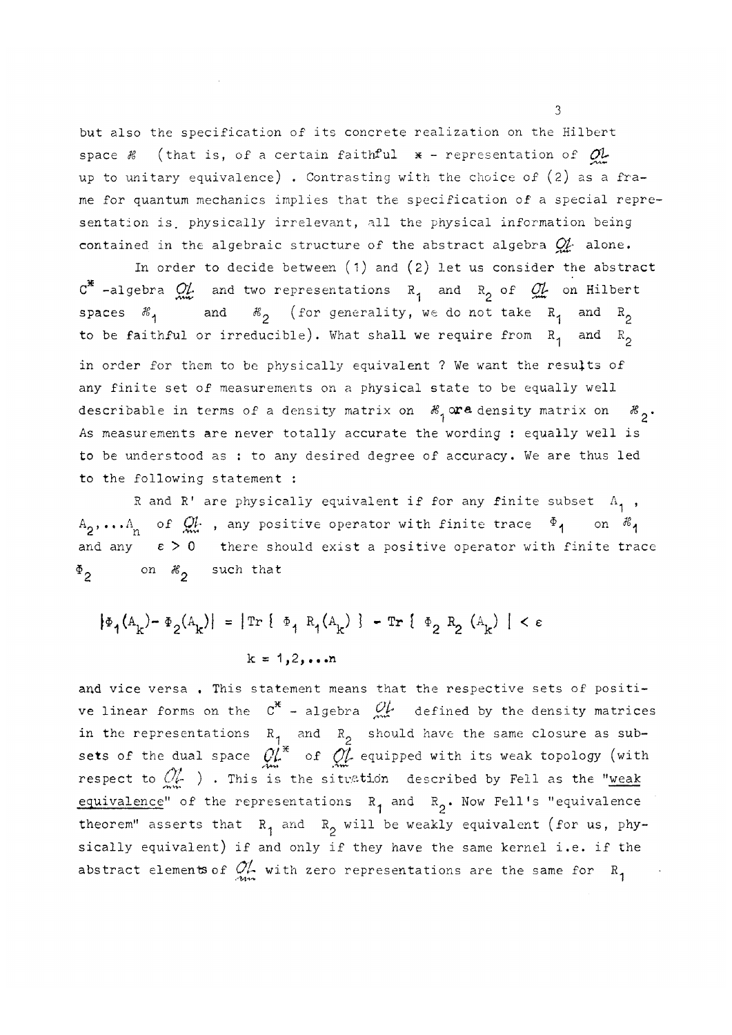but also the specification of its concrete realization on the Hilbert space $\mathcal{H}$ (that is, of a certain faithful $*$ - representation of $\mathfrak{A}$ up to unitary equivalence) . Contrasting with the choice of (2) as a frame for quantum mechanics implies that the specification of a special representation is physically irrelevant, all the physical information being contained in the algebraic structure of the abstract algebra $\mathfrak{A}$ alone.

In order to decide between (1) and (2) let us consider the abstract $C^*$ -algebra $\mathfrak{A}$ and two representations $R_1$ and $R_2$ of $\mathfrak{A}$ on Hilbert spaces $\mathcal{H}_1$ and $\mathcal{H}_2$ (for generality, we do not take $R_1$ and $R_2$ to be faithful or irreducible). What shall we require from $R_1$ and $R_2$ in order for them to be physically equivalent ? We want the results of any finite set of measurements on a physical state to be equally well describable in terms of a density matrix on $\mathcal{H}_1$ or a density matrix on $\mathcal{H}_2$. As measurements are never totally accurate the wording : equally well is to be understood as : to any desired degree of accuracy. We are thus led to the following statement :

R and R' are physically equivalent if for any finite subset $A_1$, $A_2, \ldots A_n$ of $\mathfrak{A}$ , any positive operator with finite trace $\Phi_1$ on $\mathcal{H}_1$ and any $\varepsilon > 0$ there should exist a positive operator with finite trace $\Phi_2$ on $\mathcal{H}_2$ such that

$$|\Phi_1(A_k) - \Phi_2(A_k)| = |\mathrm{Tr}\{\Phi_1 R_1(A_k)\} - \mathrm{Tr}\{\Phi_2 R_2(A_k)\}| < \varepsilon$$

$$k = 1, 2, \ldots n$$

and vice versa . This statement means that the respective sets of positive linear forms on the $C^*$ - algebra $\mathfrak{A}$ defined by the density matrices in the representations $R_1$ and $R_2$ should have the same closure as subsets of the dual space $\mathfrak{A}^*$ of $\mathfrak{A}$ equipped with its weak topology (with respect to $\mathfrak{A}$ ) . This is the situation described by Fell as the "weak equivalence" of the representations $R_1$ and $R_2$. Now Fell's "equivalence theorem" asserts that $R_1$ and $R_2$ will be weakly equivalent (for us, physically equivalent) if and only if they have the same kernel i.e. if the abstract elements of $\mathfrak{A}$ with zero representations are the same for $R_1$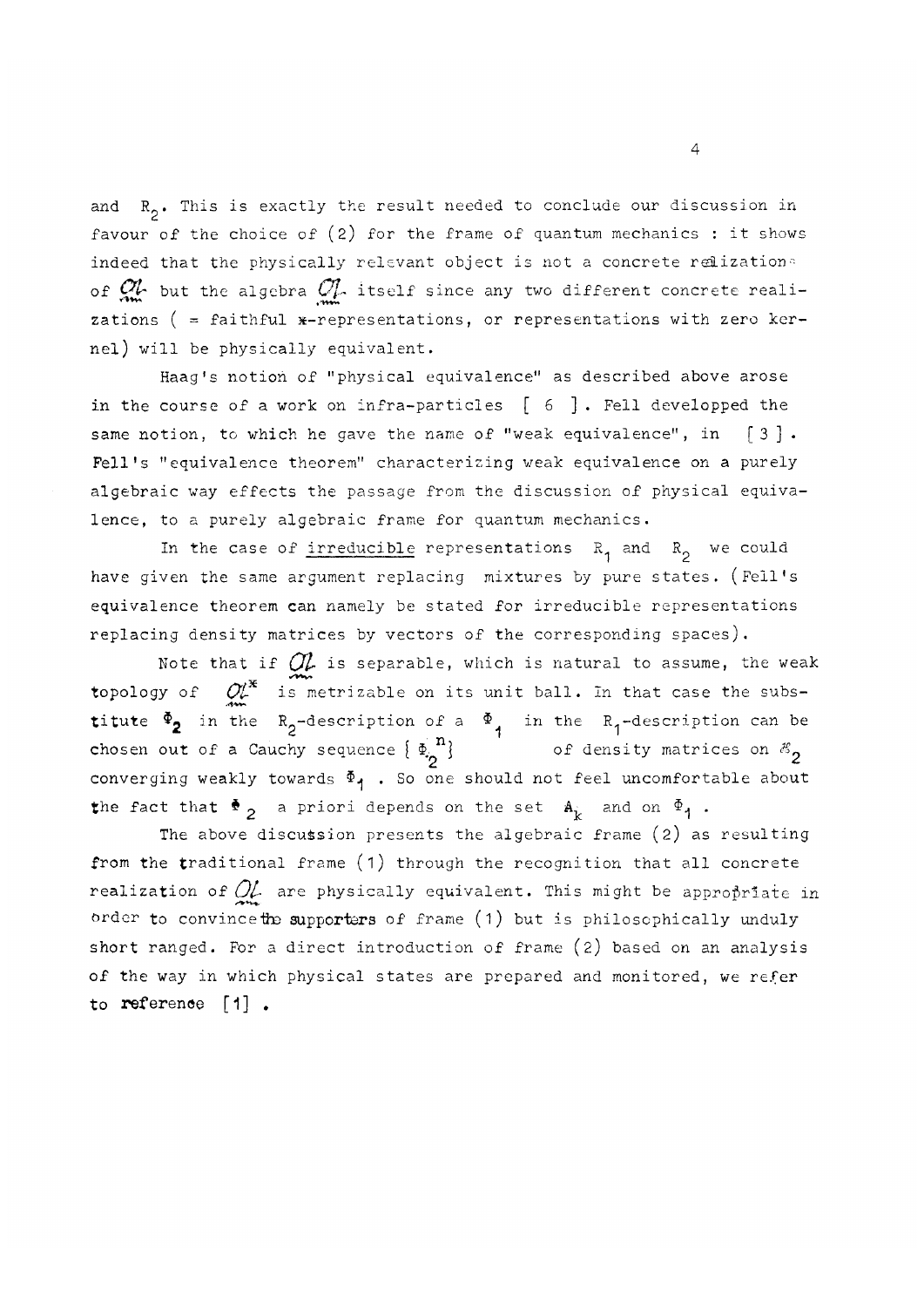and $R_2$. This is exactly the result needed to conclude our discussion in favour of the choice of (2) for the frame of quantum mechanics : it shows indeed that the physically relevant object is not a concrete realization of $\mathfrak{A}$ but the algebra $\mathfrak{A}$ itself since any two different concrete realizations ( = faithful *-representations, or representations with zero kernel) will be physically equivalent.

Haag's notion of "physical equivalence" as described above arose in the course of a work on infra-particles [ 6 ]. Fell developped the same notion, to which he gave the name of "weak equivalence", in [3]. Fell's "equivalence theorem" characterizing weak equivalence on a purely algebraic way effects the passage from the discussion of physical equivalence, to a purely algebraic frame for quantum mechanics.

In the case of <u>irreducible</u> representations $R_1$ and $R_2$ we could have given the same argument replacing mixtures by pure states. (Fell's equivalence theorem can namely be stated for irreducible representations replacing density matrices by vectors of the corresponding spaces).

Note that if $\mathfrak{A}$ is separable, which is natural to assume, the weak topology of $\mathfrak{A}^*$ is metrizable on its unit ball. In that case the substitute $\Phi_2$ in the $R_2$-description of a $\Phi_1$ in the $R_1$-description can be chosen out of a Cauchy sequence $\{\Phi_2^n\}$ of density matrices on $\mathcal{H}_2$ converging weakly towards $\Phi_1$. So one should not feel uncomfortable about the fact that $\Phi_2$ a priori depends on the set $A_k$ and on $\Phi_1$.

The above discussion presents the algebraic frame (2) as resulting from the traditional frame (1) through the recognition that all concrete realization of $\mathfrak{A}$ are physically equivalent. This might be appropriate in order to convince the supporters of frame (1) but is philosophically unduly short ranged. For a direct introduction of frame (2) based on an analysis of the way in which physical states are prepared and monitored, we refer to reference [1].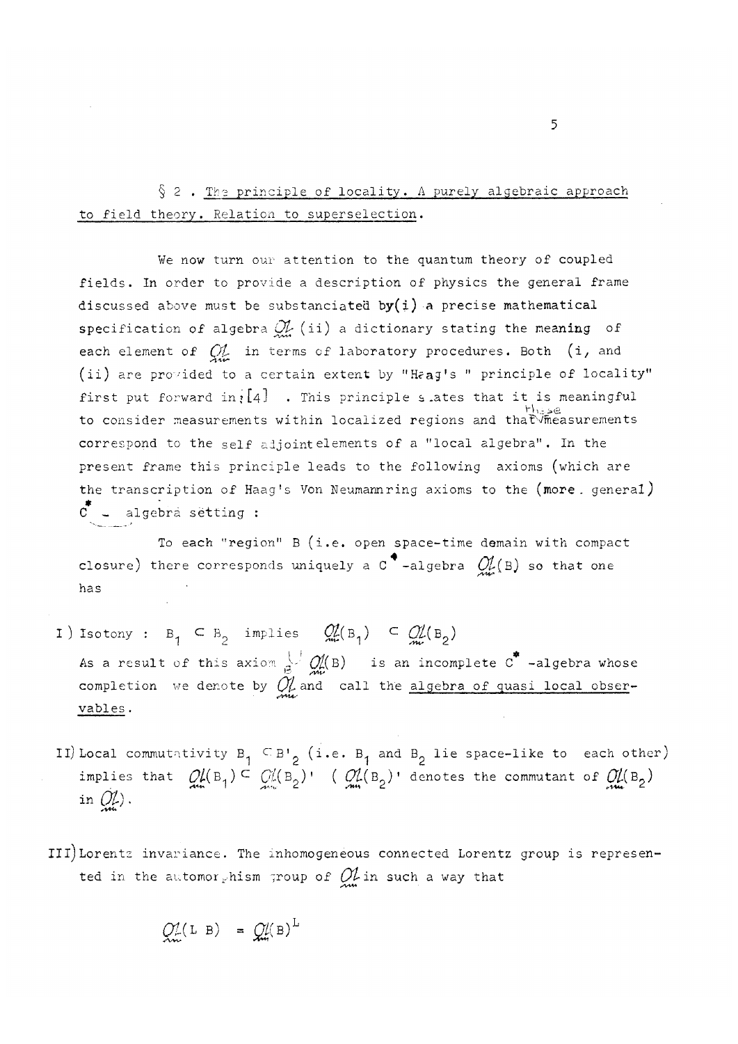## § 2 . The principle of locality. A purely algebraic approach to field theory. Relation to superselection.

We now turn our attention to the quantum theory of coupled fields. In order to provide a description of physics the general frame discussed above must be substanciated by (i) a precise mathematical specification of algebra $\mathfrak{A}$ (ii) a dictionary stating the meaning of each element of $\mathfrak{A}$ in terms of laboratory procedures. Both (i, and (ii) are provided to a certain extent by "Haag's " principle of locality" first put forward in [4] . This principle states that it is meaningful to consider measurements within localized regions and that these measurements correspond to the self adjoint elements of a "local algebra". In the present frame this principle leads to the following axioms (which are the transcription of Haag's Von Neumannring axioms to the (more general) $C^*$ - algebra setting :

To each "region" B (i.e. open space-time domain with compact closure) there corresponds uniquely a $C^*$-algebra $\mathfrak{A}(B)$ so that one has

I) Isotony : $B_1 \subset B_2$ implies $\mathfrak{A}(B_1) \subset \mathfrak{A}(B_2)$
As a result of this axiom $\bigcup_B \mathfrak{A}(B)$ is an incomplete $C^*$ -algebra whose completion we denote by $\mathfrak{A}$ and call the <u>algebra of quasi local observables</u>.

II) Local commutativity $B_1 \subset B'_2$ (i.e. $B_1$ and $B_2$ lie space-like to each other) implies that $\mathfrak{A}(B_1) \subset \mathfrak{A}(B_2)'$ ( $\mathfrak{A}(B_2)'$ denotes the commutant of $\mathfrak{A}(B_2)$ in $\mathfrak{A}$).

III) Lorentz invariance. The inhomogeneous connected Lorentz group is represented in the automorphism group of $\mathfrak{A}$ in such a way that

$$\mathfrak{A}(L\ B) = \mathfrak{A}(B)^L$$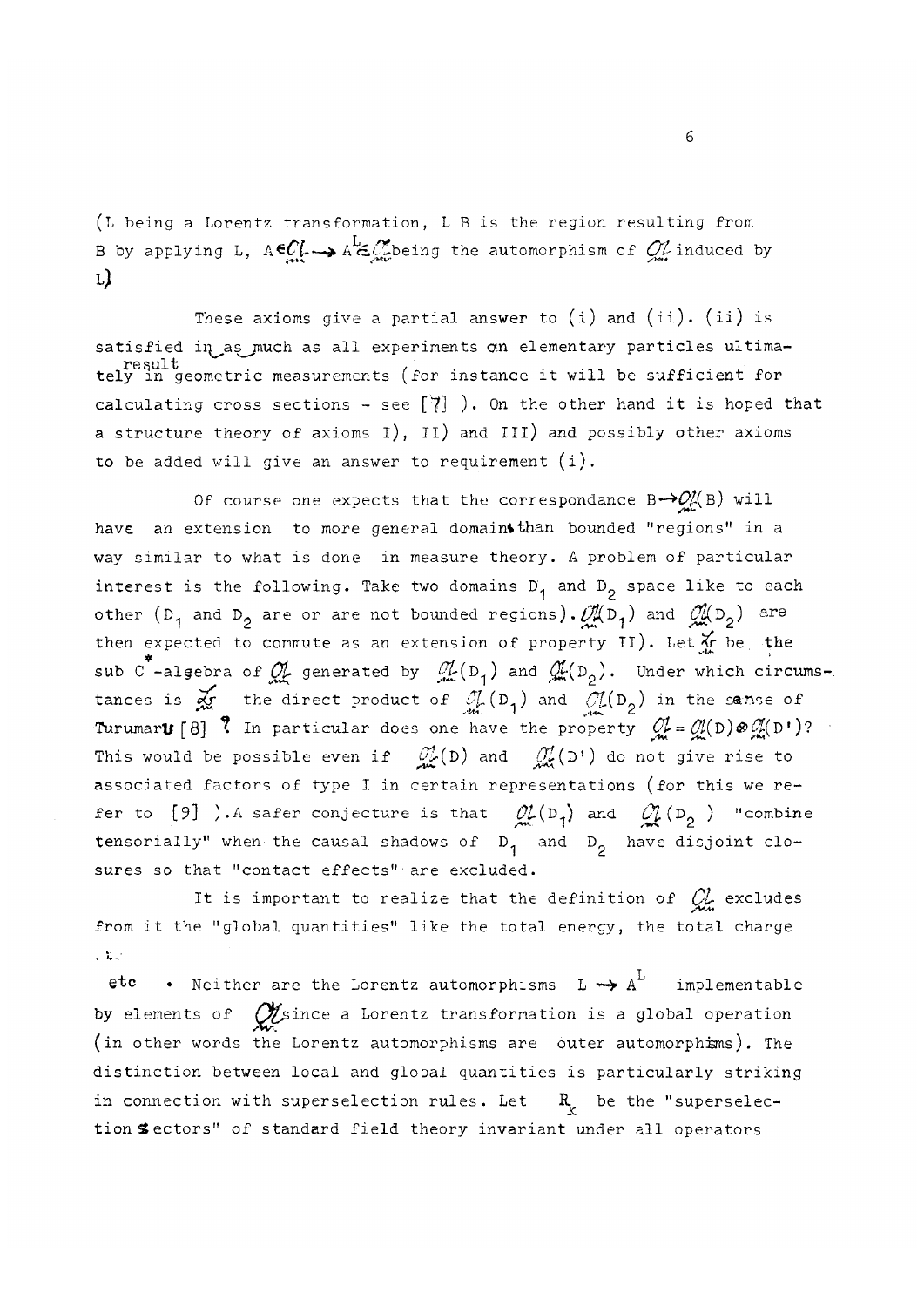(L being a Lorentz transformation, L B is the region resulting from B by applying L, $A \in \mathfrak{A} \rightarrow A^L \in \mathfrak{A}$ being the automorphism of $\mathfrak{A}$ induced by L)

These axioms give a partial answer to (i) and (ii). (ii) is satisfied in as much as all experiments on elementary particles ultimately result in geometric measurements (for instance it will be sufficient for calculating cross sections - see [7] ). On the other hand it is hoped that a structure theory of axioms I), II) and III) and possibly other axioms to be added will give an answer to requirement (i).

Of course one expects that the correspondance $B \rightarrow \mathfrak{A}(B)$ will have an extension to more general domains than bounded "regions" in a way similar to what is done in measure theory. A problem of particular interest is the following. Take two domains $D_1$ and $D_2$ space like to each other ($D_1$ and $D_2$ are or are not bounded regions). $\mathfrak{A}(D_1)$ and $\mathfrak{A}(D_2)$ are then expected to commute as an extension of property II). Let $\mathfrak{X}$ be the sub $C^*$-algebra of $\mathfrak{A}$ generated by $\mathfrak{A}(D_1)$ and $\mathfrak{A}(D_2)$. Under which circumstances is $\mathfrak{X}$ the direct product of $\mathfrak{A}(D_1)$ and $\mathfrak{A}(D_2)$ in the sense of Turumaru [8] ? In particular does one have the property $\mathfrak{A} = \mathfrak{A}(D) \otimes \mathfrak{A}(D')$? This would be possible even if $\mathfrak{A}(D)$ and $\mathfrak{A}(D')$ do not give rise to associated factors of type I in certain representations (for this we refer to [9] ). A safer conjecture is that $\mathfrak{A}(D_1)$ and $\mathfrak{A}(D_2)$ "combine tensorially" when the causal shadows of $D_1$ and $D_2$ have disjoint closures so that "contact effects" are excluded.

It is important to realize that the definition of $\mathfrak{A}$ excludes from it the "global quantities" like the total energy, the total charge etc . Neither are the Lorentz automorphisms $L \rightarrow A^L$ implementable by elements of $\mathfrak{A}$ since a Lorentz transformation is a global operation (in other words the Lorentz automorphisms are outer automorphisms). The distinction between local and global quantities is particularly striking in connection with superselection rules. Let $R_k$ be the "superselection sectors" of standard field theory invariant under all operators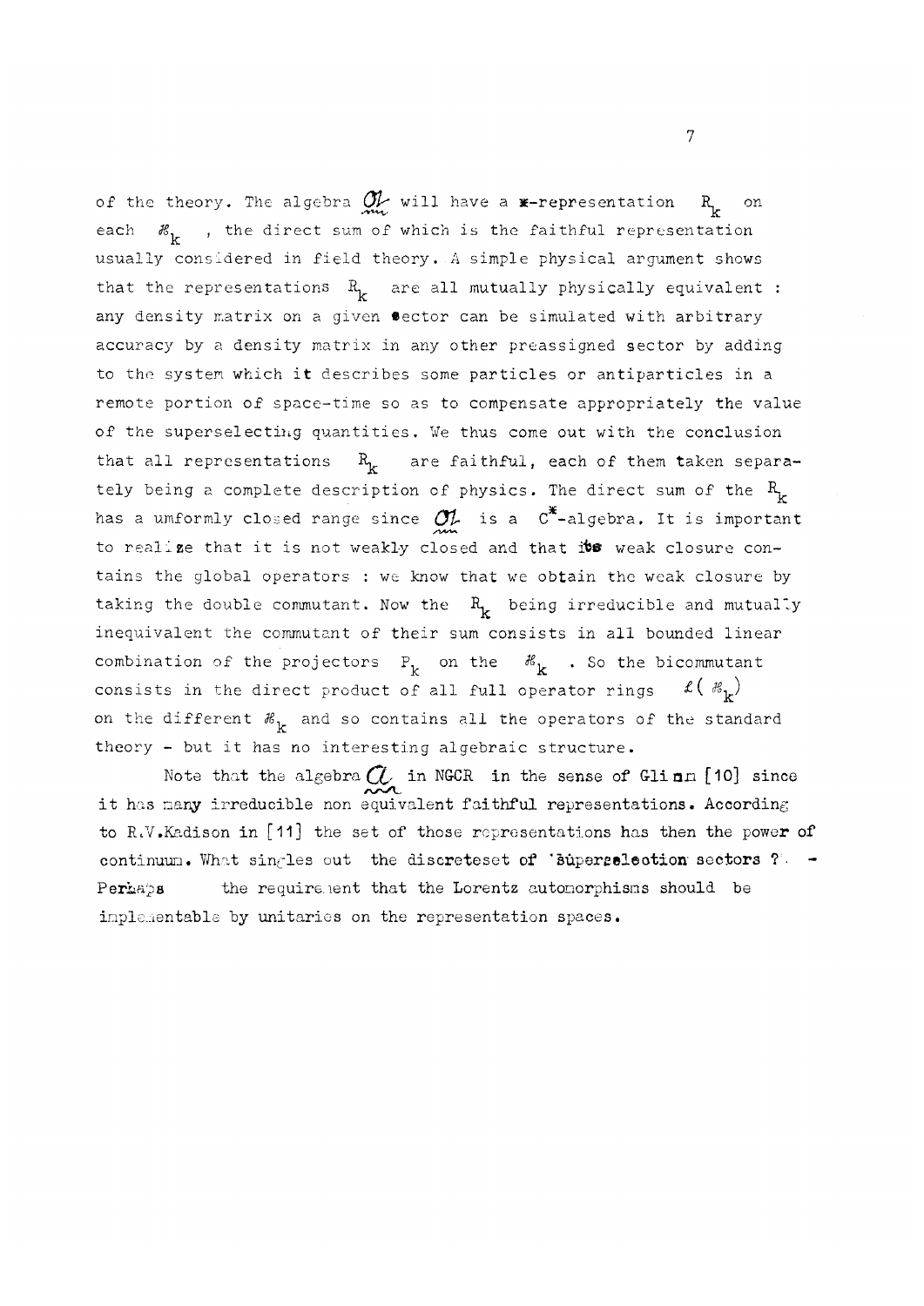of the theory. The algebra $\mathfrak{A}$ will have a $*$-representation $R_k$ on each $\mathcal{H}_k$ , the direct sum of which is the faithful representation usually considered in field theory. A simple physical argument shows that the representations $R_k$ are all mutually physically equivalent : any density matrix on a given sector can be simulated with arbitrary accuracy by a density matrix in any other preassigned sector by adding to the system which it describes some particles or antiparticles in a remote portion of space-time so as to compensate appropriately the value of the superselecting quantities. We thus come out with the conclusion that all representations $R_k$ are faithful, each of them taken separately being a complete description of physics. The direct sum of the $R_k$ has a umformly closed range since $\mathfrak{A}$ is a $C^*$-algebra. It is important to realize that it is not weakly closed and that its weak closure contains the global operators : we know that we obtain the weak closure by taking the double commutant. Now the $R_k$ being irreducible and mutually inequivalent the commutant of their sum consists in all bounded linear combination of the projectors $P_k$ on the $\mathcal{H}_k$ . So the bicommutant consists in the direct product of all full operator rings $\mathcal{L}(\mathcal{H}_k)$ on the different $\mathcal{H}_k$ and so contains all the operators of the standard theory - but it has no interesting algebraic structure.

Note that the algebra $\mathfrak{A}$ in NGCR in the sense of Glimm [10] since it has many irreducible non equivalent faithful representations. According to R.V.Kadison in [11] the set of those representations has then the power of continuum. What singles out the discreteset of 'superselection sectors ? - Perhaps the requirement that the Lorentz automorphisms should be implementable by unitaries on the representation spaces.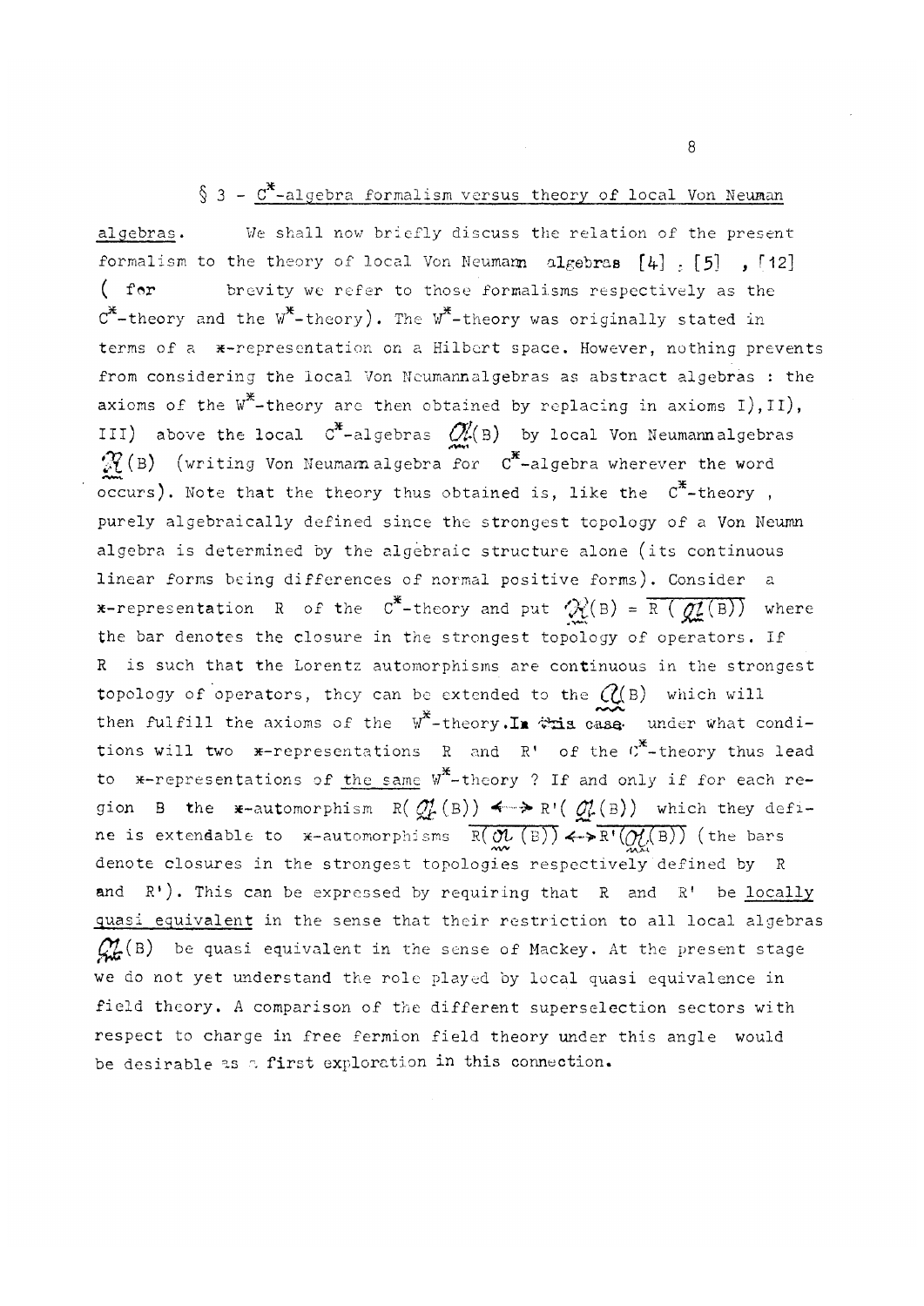## § 3 - $C^*$-algebra formalism versus theory of local Von Neuman algebras.

We shall now briefly discuss the relation of the present formalism to the theory of local Von Neumann algebras [4], [5], [12] ( for brevity we refer to those formalisms respectively as the $C^*$-theory and the $W^*$-theory). The $W^*$-theory was originally stated in terms of a $*$-representation on a Hilbert space. However, nothing prevents from considering the local Von Neumann algebras as abstract algebras : the axioms of the $W^*$-theory are then obtained by replacing in axioms I), II), III) above the local $C^*$-algebras $\underset{\sim}{\mathfrak{A}}(B)$ by local Von Neumann algebras $\underset{\sim}{\mathfrak{R}}(B)$ (writing Von Neumann algebra for $C^*$-algebra wherever the word occurs). Note that the theory thus obtained is, like the $C^*$-theory, purely algebraically defined since the strongest topology of a Von Neumn algebra is determined by the algebraic structure alone (its continuous linear forms being differences of normal positive forms). Consider a $*$-representation R of the $C^*$-theory and put $\underset{\sim}{\mathfrak{R}}(B) = \overline{R(\underset{\sim}{\mathfrak{A}}(B))}$ where the bar denotes the closure in the strongest topology of operators. If R is such that the Lorentz automorphisms are continuous in the strongest topology of operators, they can be extended to the $\underset{\sim}{\mathfrak{R}}(B)$ which will then fulfill the axioms of the $W^*$-theory. In this case under what conditions will two $*$-representations R and R' of the $C^*$-theory thus lead to $*$-representations of the same $W^*$-theory ? If and only if for each region B the $*$-automorphism $R(\underset{\sim}{\mathfrak{A}}(B)) \leftrightarrow R'(\underset{\sim}{\mathfrak{A}}(B))$ which they define is extendable to $*$-automorphisms $\overline{R(\underset{\sim}{\mathfrak{A}}(B))} \leftrightarrow \overline{R'(\underset{\sim}{\mathfrak{A}}(B))}$ (the bars denote closures in the strongest topologies respectively defined by R and R'). This can be expressed by requiring that R and R' be <u>locally quasi equivalent</u> in the sense that their restriction to all local algebras $\underset{\sim}{\mathfrak{A}}(B)$ be quasi equivalent in the sense of Mackey. At the present stage we do not yet understand the role played by local quasi equivalence in field theory. A comparison of the different superselection sectors with respect to charge in free fermion field theory under this angle would be desirable as a first exploration in this connection.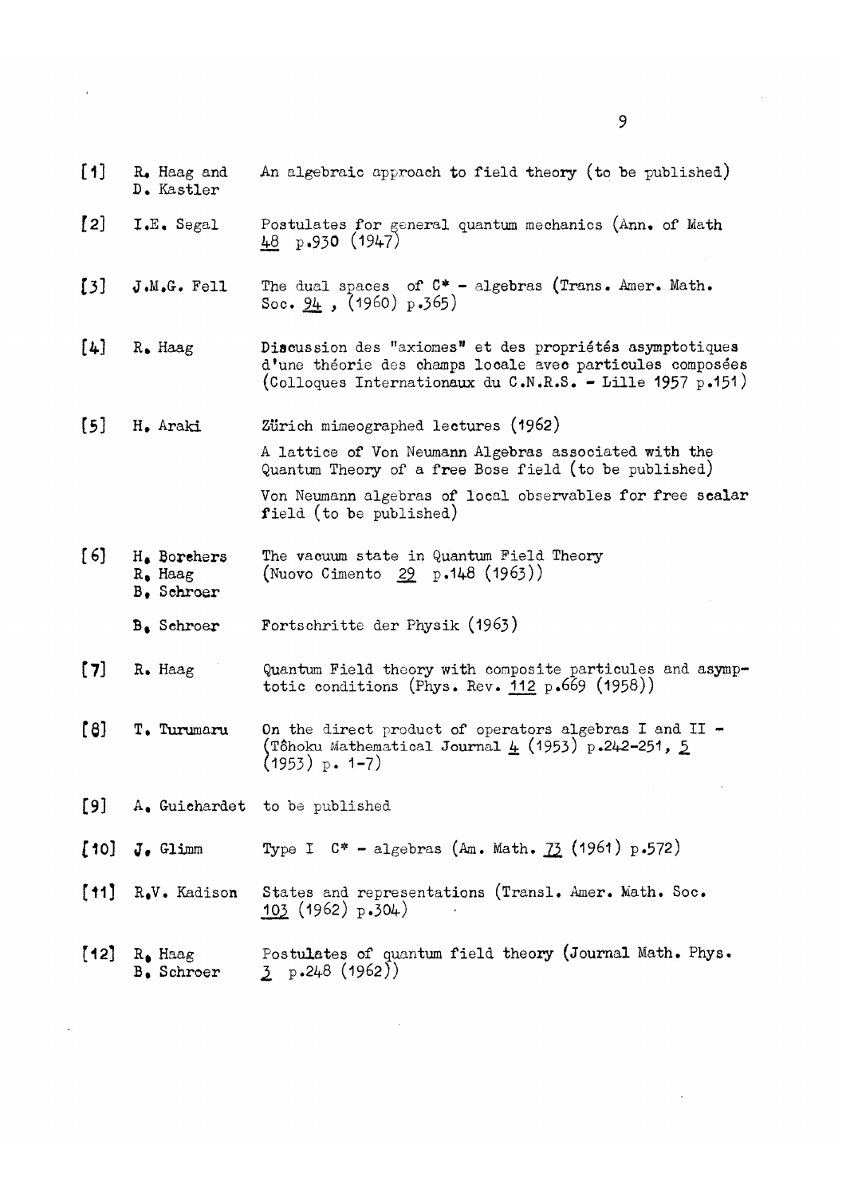[1] R. Haag and D. Kastler — An algebraic approach to field theory (to be published)

[2] I.E. Segal — Postulates for general quantum mechanics (Ann. of Math <u>48</u> p.930 (1947)

[3] J.M.G. Fell — The dual spaces of C* - algebras (Trans. Amer. Math. Soc. <u>94</u>, (1960) p.365)

[4] R. Haag — Discussion des "axiomes" et des propriétés asymptotiques d'une théorie des champs locale avec particules composées (Colloques Internationaux du C.N.R.S. - Lille 1957 p.151)

[5] H. Araki — Zürich mimeographed lectures (1962)

A lattice of Von Neumann Algebras associated with the Quantum Theory of a free Bose field (to be published)

Von Neumann algebras of local observables for free scalar field (to be published)

[6] H. Borchers, R. Haag, B. Schroer — The vacuum state in Quantum Field Theory (Nuovo Cimento <u>29</u> p.148 (1963))

B. Schroer — Fortschritte der Physik (1963)

[7] R. Haag — Quantum Field theory with composite particules and asymptotic conditions (Phys. Rev. <u>112</u> p.669 (1958))

[8] T. Turumaru — On the direct product of operators algebras I and II - (Tôhoku Mathematical Journal <u>4</u> (1953) p.242-251, <u>5</u> (1953) p. 1-7)

[9] A. Guichardet — to be published

[10] J. Glimm — Type I C* - algebras (Am. Math. <u>73</u> (1961) p.572)

[11] R.V. Kadison — States and representations (Transl. Amer. Math. Soc. <u>103</u> (1962) p.304)

[12] R. Haag, B. Schroer — Postulates of quantum field theory (Journal Math. Phys. <u>3</u> p.248 (1962))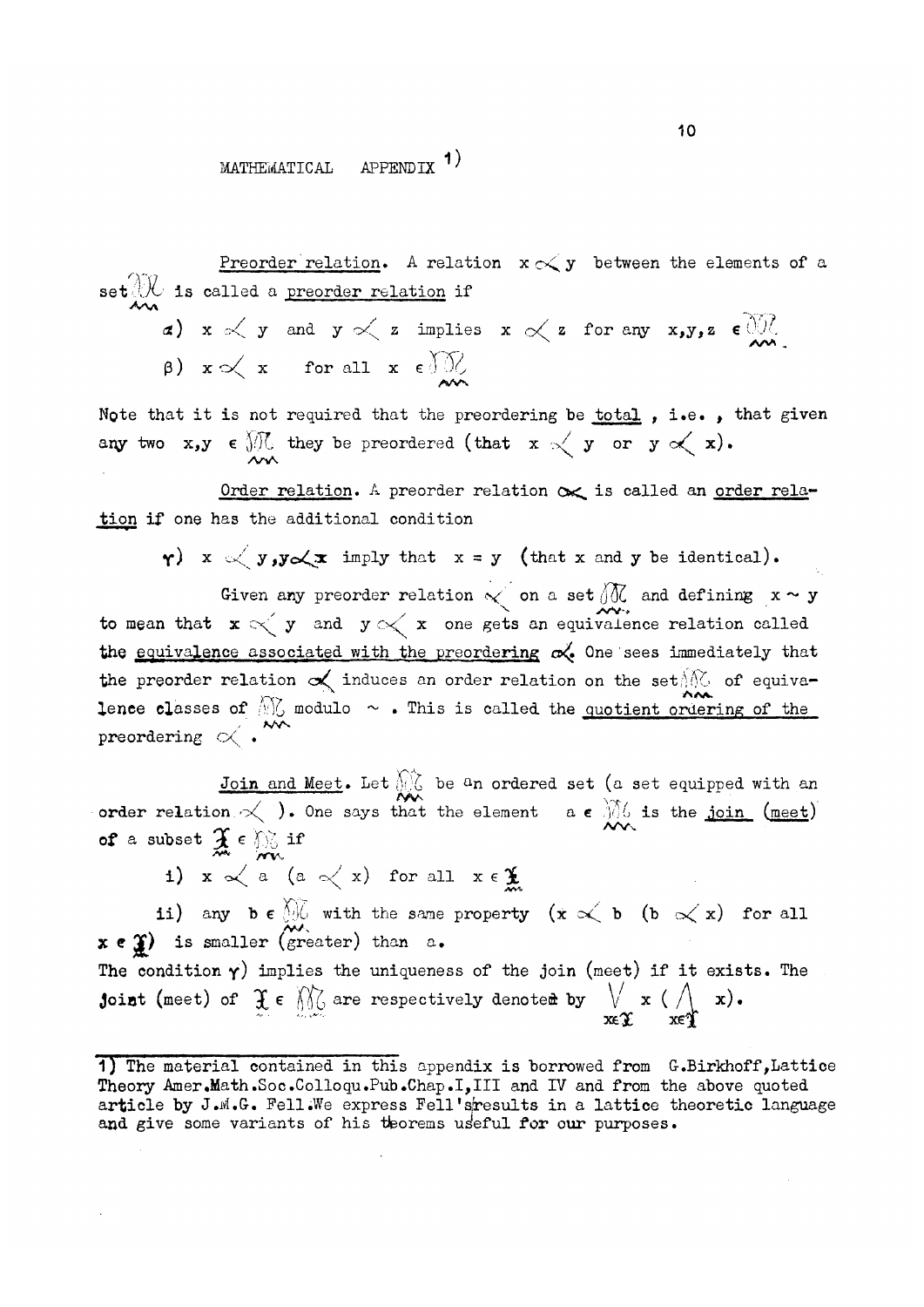# MATHEMATICAL APPENDIX [1)]

<u>Preorder relation</u>. A relation $x \propto y$ between the elements of a set $\mathfrak{M}$ is called a <u>preorder relation</u> if

$\alpha$) $x \propto y$ and $y \propto z$ implies $x \propto z$ for any $x,y,z \in \mathfrak{M}$.

$\beta$) $x \propto x$ for all $x \in \mathfrak{M}$

Note that it is not required that the preordering be <u>total</u>, i.e., that given any two $x,y \in \mathfrak{M}$ they be preordered (that $x \propto y$ or $y \propto x$).

<u>Order relation</u>. A preorder relation $\propto$ is called an <u>order relation</u> if one has the additional condition

$\gamma$) $x \propto y, y \propto x$ imply that $x = y$ (that x and y be identical).

Given any preorder relation $\propto$ on a set $\mathfrak{M}$ and defining $x \sim y$ to mean that $x \propto y$ and $y \propto x$ one gets an equivalence relation called the <u>equivalence associated with the preordering</u> $\propto$. One sees immediately that the preorder relation $\propto$ induces an order relation on the set $\mathfrak{M}$ of equivalence classes of $\mathfrak{M}$ modulo $\sim$. This is called the <u>quotient ordering of the preordering</u> $\propto$.

<u>Join and Meet</u>. Let $\mathfrak{M}$ be an ordered set (a set equipped with an order relation $\propto$). One says that the element $a \in \mathfrak{M}$ is the <u>join</u> (<u>meet</u>) of a subset $\mathfrak{X} \in \mathfrak{M}$ if

i) $x \propto a$ $(a \propto x)$ for all $x \in \mathfrak{X}$

ii) any $b \in \mathfrak{M}$ with the same property $(x \propto b$ $(b \propto x)$ for all $x \in \mathfrak{X})$ is smaller (greater) than a.

The condition $\gamma$) implies the uniqueness of the join (meet) if it exists. The joint (meet) of $\mathfrak{X} \in \mathfrak{M}$ are respectively denoted by $\bigvee_{x\in\mathfrak{X}} x$ $(\bigwedge_{x\in\mathfrak{X}} x)$.

---

1) The material contained in this appendix is borrowed from G.Birkhoff, Lattice Theory Amer.Math.Soc.Colloqu.Pub.Chap.I, III and IV and from the above quoted article by J.M.G. Fell. We express Fell's results in a lattice theoretic language and give some variants of his theorems useful for our purposes.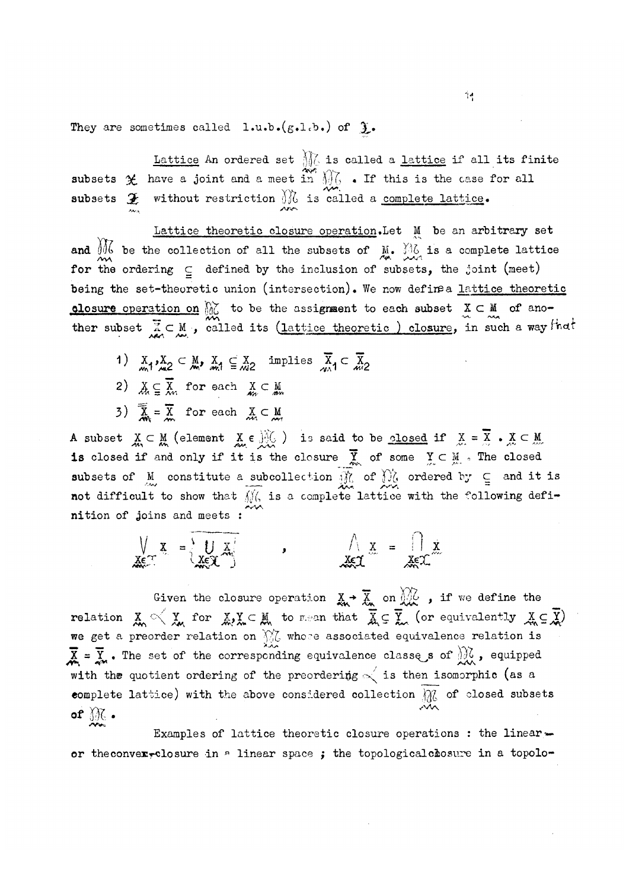They are sometimes called l.u.b.(g.l.b.) of $\mathfrak{X}$.

Lattice An ordered set $\mathfrak{M}$ is called a lattice if all its finite subsets $\mathfrak{X}$ have a joint and a meet in $\mathfrak{M}$. If this is the case for all subsets $\mathfrak{X}$ without restriction $\mathfrak{M}$ is called a complete lattice.

Lattice theoretic closure operation. Let $M$ be an arbitrary set and $\mathfrak{M}$ be the collection of all the subsets of $M$. $\mathfrak{M}$ is a complete lattice for the ordering $\subseteq$ defined by the inclusion of subsets, the joint (meet) being the set-theoretic union (intersection). We now define a lattice theoretic closure operation on $\mathfrak{M}$ to be the assignment to each subset $X \subset M$ of another subset $\overline{X} \subset M$, called its (lattice theoretic) closure, in such a way that

1) $X_1, X_2 \subset M$, $X_1 \subseteq X_2$ implies $\overline{X}_1 \subset \overline{X}_2$
2) $X \subseteq \overline{X}$ for each $X \subset M$
3) $\overline{\overline{X}} = \overline{X}$ for each $X \subset M$

A subset $X \subset M$ (element $X \in \mathfrak{M}$) is said to be closed if $X = \overline{X}$. $X \subset M$ is closed if and only if it is the closure $\overline{Y}$ of some $Y \subset M$. The closed subsets of $M$ constitute a subcollection $\mathfrak{N}$ of $\mathfrak{M}$ ordered by $\subseteq$ and it is not difficult to show that $\mathfrak{N}$ is a complete lattice with the following definition of joins and meets :

$$\bigvee_{X \in \mathfrak{X}} X = \overline{\left\{ \bigcup_{X \in \mathfrak{X}} X \right\}} \quad , \quad \bigwedge_{X \in \mathfrak{X}} X = \bigcap_{X \in \mathfrak{X}} X$$

Given the closure operation $X \to \overline{X}$ on $\mathfrak{M}$, if we define the relation $X \prec Y$ for $X, Y \subset M$ to mean that $\overline{X} \subseteq \overline{Y}$ (or equivalently $X \subseteq \overline{Y}$) we get a preorder relation on $\mathfrak{M}$ whose associated equivalence relation is $\overline{X} = \overline{Y}$. The set of the corresponding equivalence classes of $\mathfrak{M}$, equipped with the quotient ordering of the preordering $\prec$ is then isomorphic (as a complete lattice) with the above considered collection $\mathfrak{N}$ of closed subsets of $\mathfrak{M}$.

Examples of lattice theoretic closure operations : the linear- or the convex-closure in a linear space ; the topological closure in a topolo-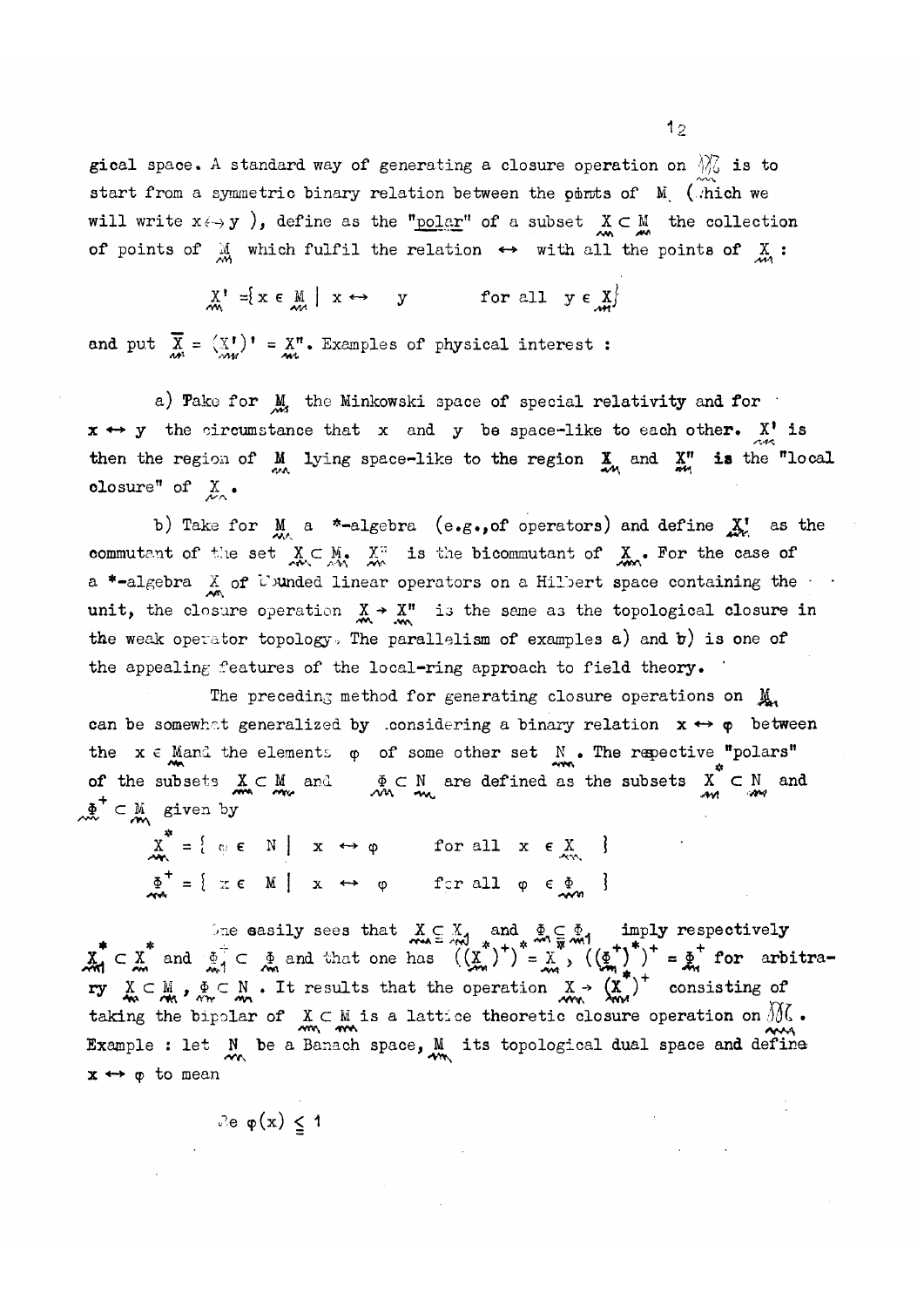gical space. A standard way of generating a closure operation on $\mathfrak{M}$ is to start from a symmetric binary relation between the points of $\underset{\sim}{M}$ (which we will write $x \leftrightarrow y$ ), define as the "polar" of a subset $\underset{\sim}{X} \subset \underset{\sim}{M}$ the collection of points of $\underset{\sim}{M}$ which fulfil the relation $\leftrightarrow$ with all the points of $\underset{\sim}{X}$ :

$$\underset{\sim}{X}' = \{ x \in \underset{\sim}{M} \mid x \leftrightarrow y \qquad \text{for all } y \in \underset{\sim}{X} \}$$

and put $\overline{\underset{\sim}{X}} = (\underset{\sim}{X}')' = \underset{\sim}{X}''$. Examples of physical interest :

a) Take for $\underset{\sim}{M}$ the Minkowski space of special relativity and for $x \leftrightarrow y$ the circumstance that $x$ and $y$ be space-like to each other. $\underset{\sim}{X}'$ is then the region of $\underset{\sim}{M}$ lying space-like to the region $\underset{\sim}{X}$ and $\underset{\sim}{X}''$ is the "local closure" of $\underset{\sim}{X}$.

b) Take for $\underset{\sim}{M}$ a *-algebra (e.g., of operators) and define $\underset{\sim}{X}'$ as the commutant of the set $\underset{\sim}{X} \subset \underset{\sim}{M}$. $\underset{\sim}{X}''$ is the bicommutant of $\underset{\sim}{X}$. For the case of a *-algebra $\underset{\sim}{X}$ of bounded linear operators on a Hilbert space containing the unit, the closure operation $\underset{\sim}{X} \rightarrow \underset{\sim}{X}''$ is the same as the topological closure in the weak operator topology. The parallelism of examples a) and b) is one of the appealing features of the local-ring approach to field theory.

The preceding method for generating closure operations on $\underset{\sim}{M}$ can be somewhat generalized by considering a binary relation $x \leftrightarrow \varphi$ between the $x \in \underset{\sim}{M}$ and the elements $\varphi$ of some other set $\underset{\sim}{N}$. The respective "polars" of the subsets $\underset{\sim}{X} \subset \underset{\sim}{M}$ and $\underset{\sim}{\Phi} \subset \underset{\sim}{N}$ are defined as the subsets $\underset{\sim}{X}^* \subset \underset{\sim}{N}$ and $\underset{\sim}{\Phi}^+ \subset \underset{\sim}{M}$ given by

$$\underset{\sim}{X}^* = \{ \varphi \in N \mid x \leftrightarrow \varphi \qquad \text{for all } x \in \underset{\sim}{X} \}$$

$$\underset{\sim}{\Phi}^+ = \{ x \in M \mid x \leftrightarrow \varphi \qquad \text{for all } \varphi \in \underset{\sim}{\Phi} \}$$

One easily sees that $\underset{\sim}{X} \subseteq \underset{\sim}{X}_1$ and $\underset{\sim}{\Phi} \subseteq \underset{\sim}{\Phi}_1$ imply respectively $\underset{\sim}{X}_1^* \subset \underset{\sim}{X}^*$ and $\underset{\sim}{\Phi}_1^+ \subset \underset{\sim}{\Phi}^+$ and that one has $((\underset{\sim}{X}^*)^+)^* = \underset{\sim}{X}^*$, $((\underset{\sim}{\Phi}^+)^*)^+ = \underset{\sim}{\Phi}^+$ for arbitrary $\underset{\sim}{X} \subset \underset{\sim}{M}$, $\underset{\sim}{\Phi} \subset \underset{\sim}{N}$. It results that the operation $\underset{\sim}{X} \rightarrow (\underset{\sim}{X}^*)^+$ consisting of taking the bipolar of $\underset{\sim}{X} \subset \underset{\sim}{M}$ is a lattice theoretic closure operation on $\mathfrak{M}$.
Example : let $\underset{\sim}{N}$ be a Banach space, $\underset{\sim}{M}$ its topological dual space and define $x \leftrightarrow \varphi$ to mean

$$\operatorname{Re} \varphi(x) \leq 1$$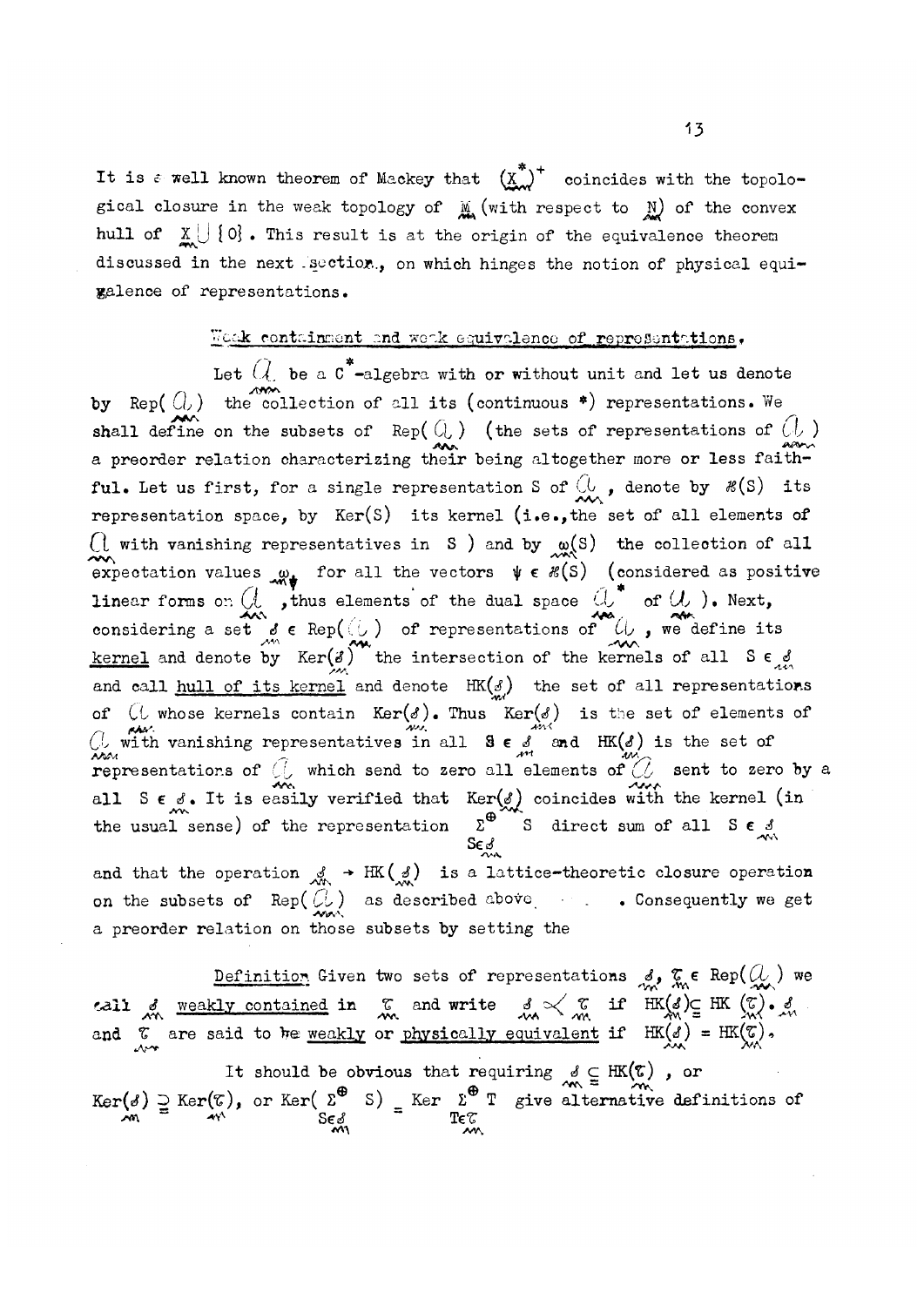It is a well known theorem of Mackey that $(\underset{\sim}{X}^*)^+$ coincides with the topological closure in the weak topology of $\underset{\sim}{M}$ (with respect to $\underset{\sim}{N}$) of the convex hull of $\underset{\sim}{X} \cup \{0\}$. This result is at the origin of the equivalence theorem discussed in the next section, on which hinges the notion of physical equivalence of representations.

## Weak containment and weak equivalence of representations.

Let $\mathcal{A}$ be a C$^*$-algebra with or without unit and let us denote by $\operatorname{Rep}(\mathcal{A})$ the collection of all its (continuous \*) representations. We shall define on the subsets of $\operatorname{Rep}(\mathcal{A})$ (the sets of representations of $\mathcal{A}$) a preorder relation characterizing their being altogether more or less faithful. Let us first, for a single representation S of $\mathcal{A}$, denote by $\mathcal{H}(S)$ its representation space, by $\operatorname{Ker}(S)$ its kernel (i.e., the set of all elements of $\mathcal{A}$ with vanishing representatives in S) and by $\omega(S)$ the collection of all expectation values $\omega_\psi$ for all the vectors $\psi \in \mathcal{H}(S)$ (considered as positive linear forms on $\mathcal{A}$, thus elements of the dual space $\mathcal{A}^*$ of $\mathcal{A}$). Next, considering a set $\mathcal{S} \in \operatorname{Rep}(\mathcal{A})$ of representations of $\mathcal{A}$, we define its <u>kernel</u> and denote by $\operatorname{Ker}(\mathcal{S})$ the intersection of the kernels of all $S \in \mathcal{S}$ and call <u>hull of its kernel</u> and denote $\operatorname{HK}(\mathcal{S})$ the set of all representations of $\mathcal{A}$ whose kernels contain $\operatorname{Ker}(\mathcal{S})$. Thus $\operatorname{Ker}(\mathcal{S})$ is the set of elements of $\mathcal{A}$ with vanishing representatives in all $S \in \mathcal{S}$ and $\operatorname{HK}(\mathcal{S})$ is the set of representations of $\mathcal{A}$ which send to zero all elements of $\mathcal{A}$ sent to zero by a all $S \in \mathcal{S}$. It is easily verified that $\operatorname{Ker}(\mathcal{S})$ coincides with the kernel (in the usual sense) of the representation $\sum^{\oplus}_{S\in\mathcal{S}} S$ direct sum of all $S \in \mathcal{S}$ and that the operation $\mathcal{S} \to \operatorname{HK}(\mathcal{S})$ is a lattice-theoretic closure operation on the subsets of $\operatorname{Rep}(\mathcal{A})$ as described above . Consequently we get a preorder relation on those subsets by setting the

<u>Definition</u> Given two sets of representations $\mathcal{S}, \mathcal{T} \in \operatorname{Rep}(\mathcal{A})$ we call $\mathcal{S}$ <u>weakly contained</u> in $\mathcal{T}$ and write $\mathcal{S} \prec \mathcal{T}$ if $\operatorname{HK}(\mathcal{S}) \subseteq \operatorname{HK}(\mathcal{T})$. $\mathcal{S}$ and $\mathcal{T}$ are said to be <u>weakly</u> or <u>physically equivalent</u> if $\operatorname{HK}(\mathcal{S}) = \operatorname{HK}(\mathcal{T})$.

It should be obvious that requiring $\mathcal{S} \subseteq \operatorname{HK}(\mathcal{T})$, or $\operatorname{Ker}(\mathcal{S}) \supseteq \operatorname{Ker}(\mathcal{T})$, or $\operatorname{Ker}(\sum^{\oplus}_{S\in\mathcal{S}} S) = \operatorname{Ker} \sum^{\oplus}_{T\in\mathcal{T}} T$ give alternative definitions of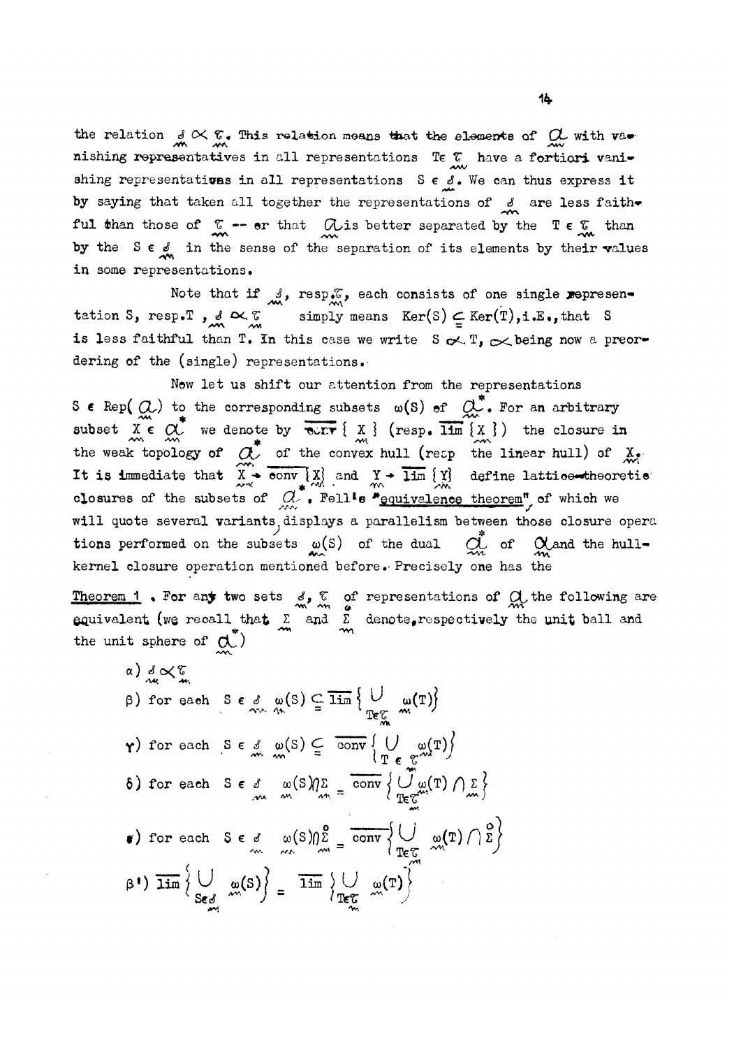the relation $\mathcal{S} \propto \mathcal{T}$. This relation means that the elements of $\mathcal{A}$ with vanishing representatives in all representations $T \in \mathcal{T}$ have a fortiori vanishing representatives in all representations $S \in \mathcal{S}$. We can thus express it by saying that taken all together the representations of $\mathcal{S}$ are less faithful than those of $\mathcal{T}$ -- or that $\mathcal{A}$ is better separated by the $T \in \mathcal{T}$ than by the $S \in \mathcal{S}$ in the sense of the separation of its elements by their values in some representations.

Note that if $\mathcal{S}$, resp. $\mathcal{T}$, each consists of one single representation S, resp. T, $\mathcal{S} \propto \mathcal{T}$ simply means $\mathrm{Ker}(S) \subseteq \mathrm{Ker}(T)$, i.e., that S is less faithful than T. In this case we write $S \propto T$, $\propto$ being now a preordering of the (single) representations.

Now let us shift our attention from the representations $S \in \mathrm{Rep}(\mathcal{A})$ to the corresponding subsets $\omega(S)$ of $\mathcal{A}^*$. For an arbitrary subset $X \in \mathcal{A}^*$ we denote by $\overline{\mathrm{conv}}\{X\}$ (resp. $\overline{\mathrm{lin}}\{X\}$) the closure in the weak topology of $\mathcal{A}^*$ of the convex hull (resp the linear hull) of $X$. It is immediate that $X \to \overline{\mathrm{conv}}\{X\}$ and $Y \to \overline{\mathrm{lin}}\{Y\}$ define lattice-theoretic closures of the subsets of $\mathcal{A}^*$. Fell's "equivalence theorem", of which we will quote several variants, displays a parallelism between those closure operations performed on the subsets $\omega(S)$ of the dual $\mathcal{A}^*$ of $\mathcal{A}$ and the hull-kernel closure operation mentioned before. Precisely one has the

Theorem 1. For any two sets $\mathcal{S}, \mathcal{T}$ of representations of $\mathcal{A}$ the following are equivalent (we recall that $\Sigma$ and $\mathring{\Sigma}$ denote, respectively the unit ball and the unit sphere of $\mathcal{A}^*$)

$\alpha$) $\mathcal{S} \propto \mathcal{T}$

$\beta$) for each $S \in \mathcal{S}$ $\omega(S) \subseteq \overline{\mathrm{lin}}\left\{\bigcup_{T \in \mathcal{T}} \omega(T)\right\}$

$\gamma$) for each $S \in \mathcal{S}$ $\omega(S) \subseteq \overline{\mathrm{conv}}\left\{\bigcup_{T \in \mathcal{T}} \omega(T)\right\}$

$\delta$) for each $S \in \mathcal{S}$ $\omega(S) \cap \Sigma = \overline{\mathrm{conv}}\left\{\bigcup_{T \in \mathcal{T}} \omega(T) \cap \Sigma\right\}$

$\epsilon$) for each $S \in \mathcal{S}$ $\omega(S) \cap \mathring{\Sigma} = \overline{\mathrm{conv}}\left\{\bigcup_{T \in \mathcal{T}} \omega(T) \cap \mathring{\Sigma}\right\}$

$\beta'$) $\overline{\mathrm{lin}}\left\{\bigcup_{S \in \mathcal{S}} \omega(S)\right\} = \overline{\mathrm{lin}}\left\{\bigcup_{T \in \mathcal{T}} \omega(T)\right\}$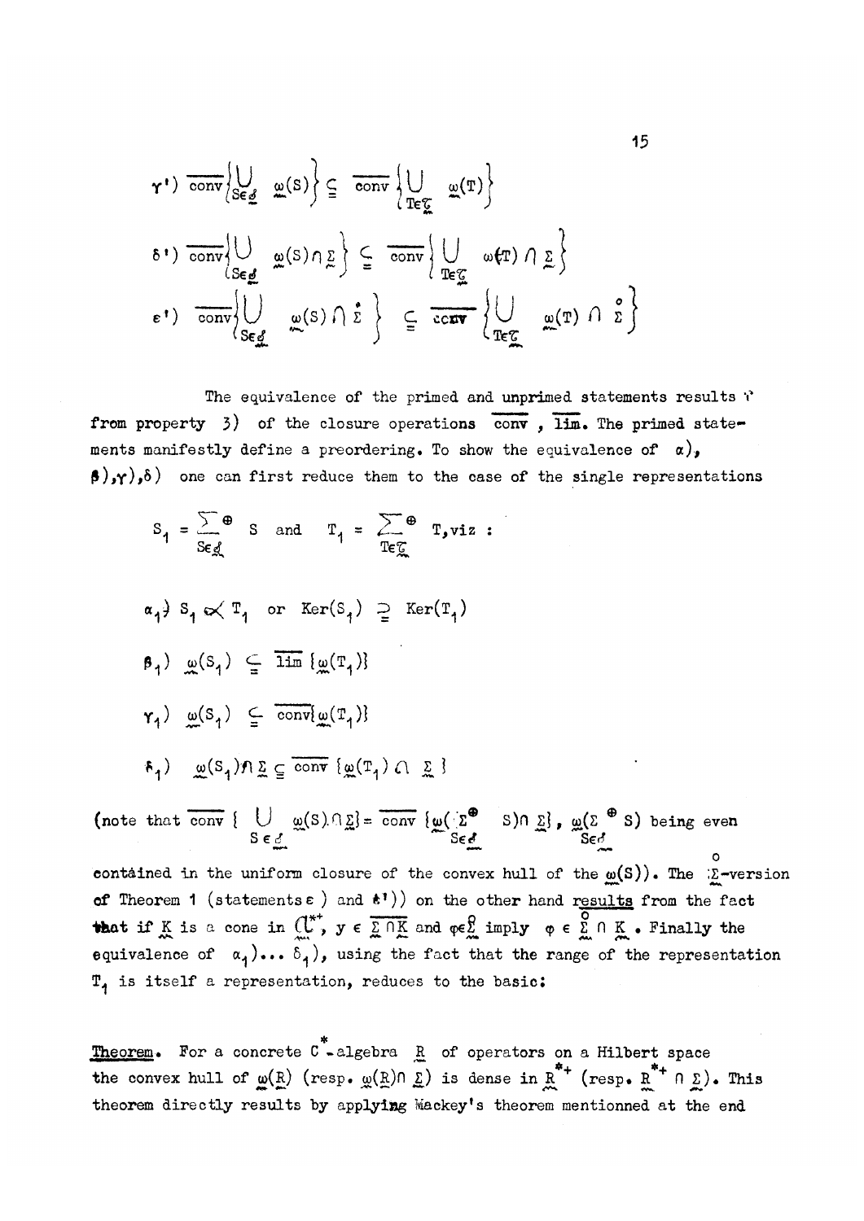$$\gamma') \ \overline{\mathrm{conv}}\Big\{\bigcup_{S\in\mathcal{S}} \omega(S)\Big\} \subseteq \overline{\mathrm{conv}}\Big\{\bigcup_{T\in\mathcal{T}} \omega(T)\Big\}$$

$$\delta') \ \overline{\mathrm{conv}}\Big\{\bigcup_{S\in\mathcal{S}} \omega(S)\cap\Sigma\Big\} \subseteq \overline{\mathrm{conv}}\Big\{\bigcup_{T\in\mathcal{T}} \omega(T)\cap\Sigma\Big\}$$

$$\varepsilon') \ \overline{\mathrm{conv}}\Big\{\bigcup_{S\in\mathcal{S}} \omega(S)\cap\dot{\Sigma}\Big\} \subseteq \overline{\mathrm{conv}}\Big\{\bigcup_{T\in\mathcal{T}} \omega(T)\cap\mathring{\Sigma}\Big\}$$

The equivalence of the primed and unprimed statements results from property 3) of the closure operations $\overline{\mathrm{conv}}$, $\overline{\mathrm{lim}}$. The primed statements manifestly define a preordering. To show the equivalence of $\alpha)$, $\beta)$,$\gamma)$,$\delta)$ one can first reduce them to the case of the single representations

$$S_1 = \sum_{S\in\mathcal{S}}^{\oplus} S \quad \text{and} \quad T_1 = \sum_{T\in\mathcal{T}}^{\oplus} T, \text{viz :}$$

$\alpha_1)$ $S_1 \propto T_1$ or $\mathrm{Ker}(S_1) \supseteq \mathrm{Ker}(T_1)$

$\beta_1)$ $\omega(S_1) \subseteq \overline{\mathrm{lim}}\,\{\omega(T_1)\}$

$\gamma_1)$ $\omega(S_1) \subseteq \overline{\mathrm{conv}}\{\omega(T_1)\}$

$\delta_1)$ $\omega(S_1)\cap\Sigma \subseteq \overline{\mathrm{conv}}\,\{\omega(T_1)\cap\Sigma\}$

(note that $\overline{\mathrm{conv}}\,\{\bigcup_{S\in\mathcal{S}} \omega(S)\cap\Sigma\} = \overline{\mathrm{conv}}\,\{\omega(\sum_{S\in\mathcal{S}}^{\oplus} S)\cap\Sigma\}$, $\omega(\sum_{S\in\mathcal{S}}^{\oplus} S)$ being even contained in the uniform closure of the convex hull of the $\omega(S)$). The $\mathring{\Sigma}$-version of Theorem 1 (statements $\varepsilon$) and $\varepsilon'$)) on the other hand results from the fact that if $K$ is a cone in $\mathcal{C}^{*+}$, $y \in \overline{\Sigma\cap K}$ and $\varphi\in\mathring{\Sigma}$ imply $\varphi \in \overline{\mathring{\Sigma}\cap K}$. Finally the equivalence of $\alpha_1)\ldots\delta_1)$, using the fact that the range of the representation $T_1$ is itself a representation, reduces to the basic:

**Theorem.** For a concrete $C^*$-algebra $R$ of operators on a Hilbert space the convex hull of $\omega(R)$ (resp. $\omega(R)\cap\Sigma$) is dense in $R^{*+}$ (resp. $R^{*+}\cap\Sigma$). This theorem directly results by applying Mackey's theorem mentionned at the end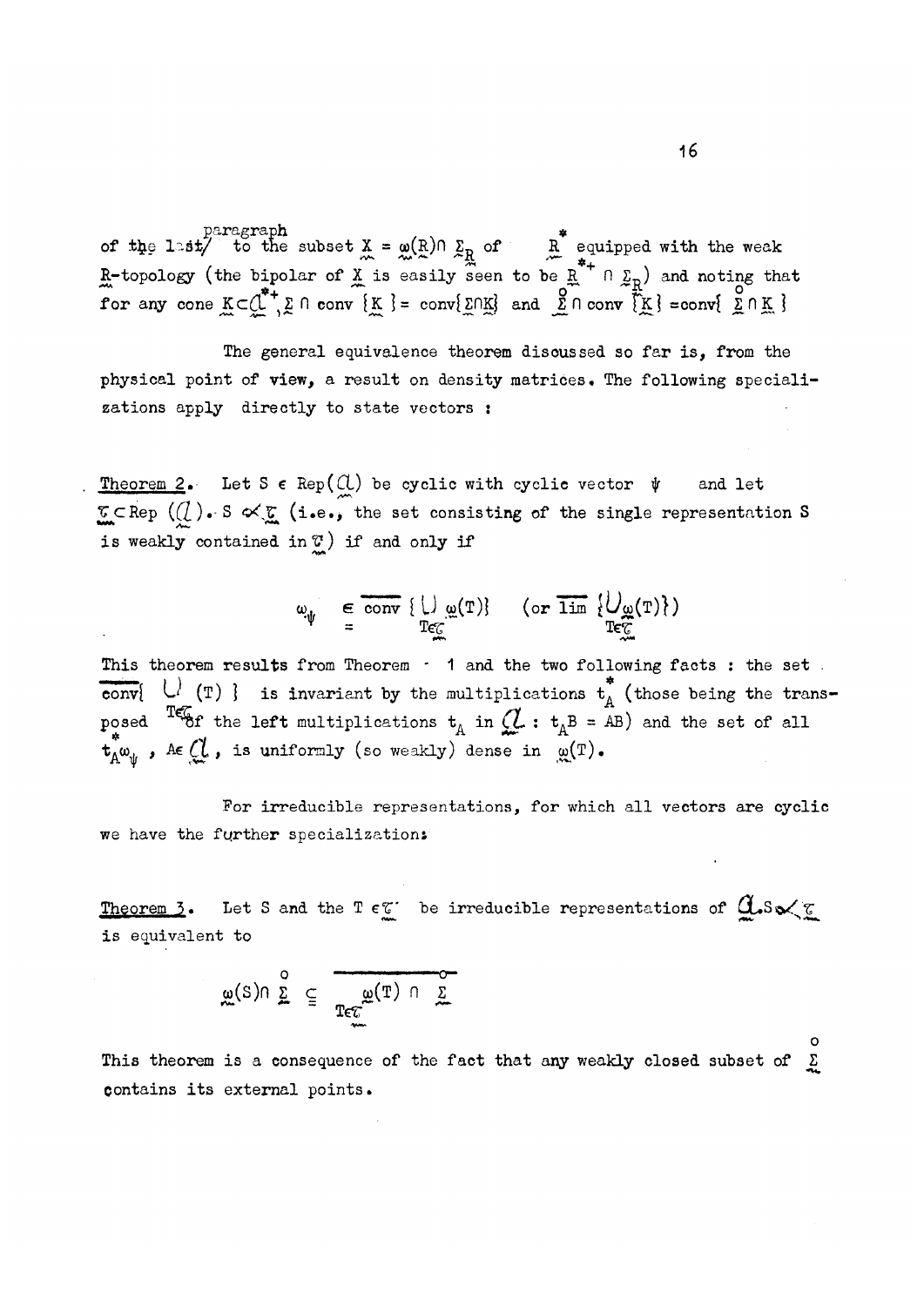of the last paragraph to the subset $X = \omega(R) \cap \Sigma_R$ of $R^*$ equipped with the weak $R$-topology (the bipolar of $X$ is easily seen to be $R^{*+} \cap \Sigma_R$) and noting that for any cone $K \subset \mathcal{Q}^{*+}$, $\Sigma \cap \mathrm{conv}\{K\} = \mathrm{conv}\{\Sigma \cap K\}$ and $\overset{\circ}{\Sigma} \cap \mathrm{conv}\{K\} = \mathrm{conv}\{\overset{\circ}{\Sigma} \cap K\}$

The general equivalence theorem discussed so far is, from the physical point of view, a result on density matrices. The following specializations apply directly to state vectors :

Theorem 2. Let $S \in \mathrm{Rep}(\mathcal{Q})$ be cyclic with cyclic vector $\psi$ and let $\mathcal{T} \subset \mathrm{Rep}(\mathcal{Q})$. $S \propto \mathcal{T}$ (i.e., the set consisting of the single representation S is weakly contained in $\mathcal{T}$) if and only if

$$\omega_\psi \in \overline{\overline{\mathrm{conv}}} \{ \bigcup_{T \in \mathcal{T}} \omega(T) \} \quad (\text{or } \overline{\lim} \{ \bigcup_{T \in \mathcal{T}} \omega(T) \})$$

This theorem results from Theorem 1 and the two following facts : the set $\overline{\mathrm{conv}}\{ \bigcup_{T \in \mathcal{T}} (T) \}$ is invariant by the multiplications $t^*_A$ (those being the transposed of the left multiplications $t_A$ in $\mathcal{Q}$ : $t_A B = AB$) and the set of all $t^*_A \omega_\psi$, $A \in \mathcal{Q}$, is uniformly (so weakly) dense in $\omega(T)$.

For irreducible representations, for which all vectors are cyclic we have the further specialization:

Theorem 3. Let S and the $T \in \mathcal{T}$ be irreducible representations of $\mathcal{Q}$. $S \propto \mathcal{T}$ is equivalent to

$$\omega(S) \cap \overset{\circ}{\Sigma} \subseteq \overline{\bigcup_{T \in \mathcal{T}} \omega(T) \cap \overset{\circ}{\Sigma}}$$

This theorem is a consequence of the fact that any weakly closed subset of $\overset{\circ}{\Sigma}$ contains its external points.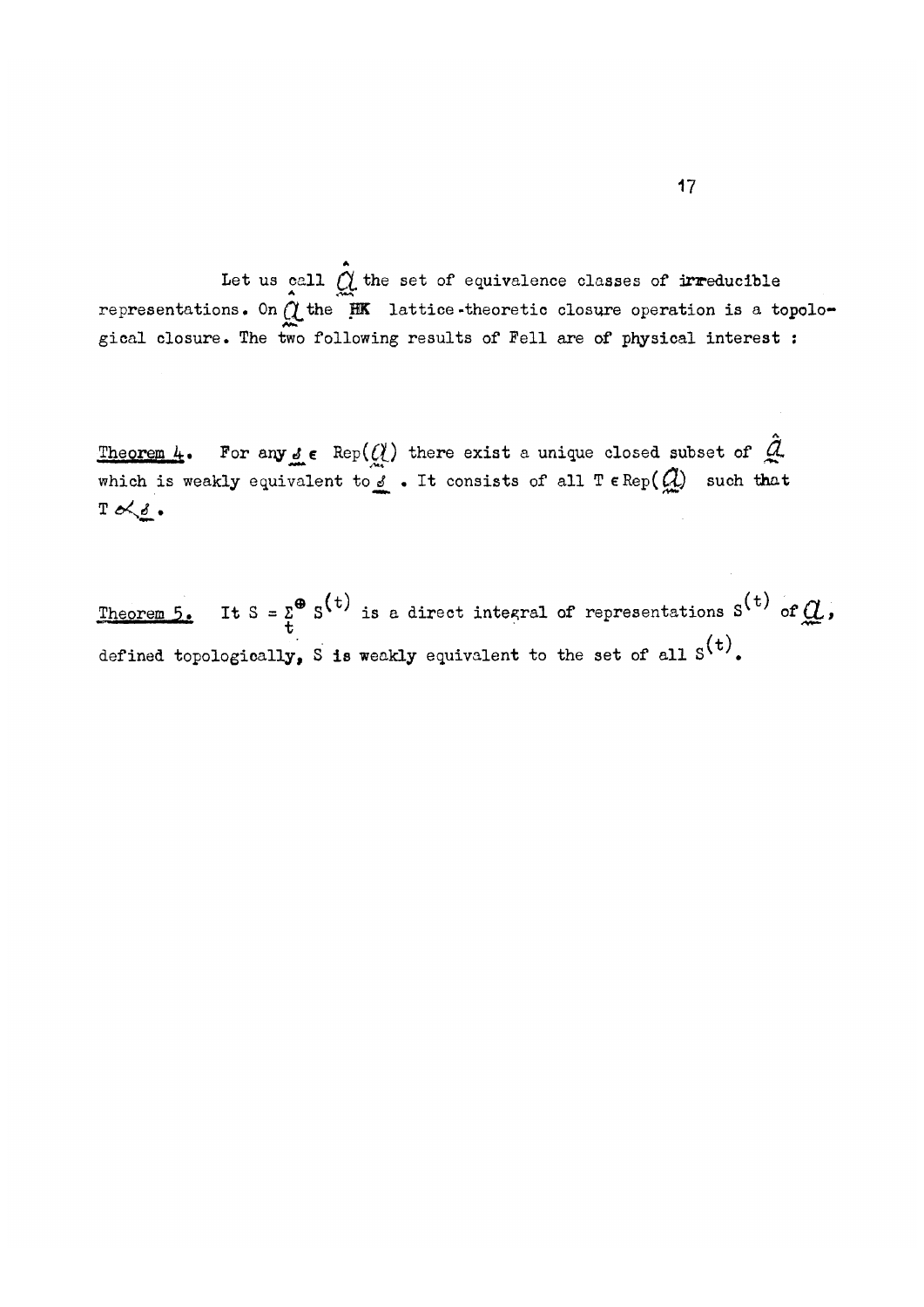Let us call $\hat{\mathcal{A}}$ the set of equivalence classes of irreducible representations. On $\hat{\mathcal{A}}$ the HK lattice-theoretic closure operation is a topological closure. The two following results of Fell are of physical interest :

<u>Theorem 4.</u> For any $\mathcal{S} \in \mathrm{Rep}(\mathcal{A})$ there exist a unique closed subset of $\hat{\mathcal{A}}$ which is weakly equivalent to $\mathcal{S}$. It consists of all $T \in \mathrm{Rep}(\mathcal{A})$ such that $T \propto \mathcal{S}$.

<u>Theorem 5.</u> It $S = \Sigma_t^{\oplus} S^{(t)}$ is a direct integral of representations $S^{(t)}$ of $\mathcal{A}$, defined topologically, S is weakly equivalent to the set of all $S^{(t)}$.